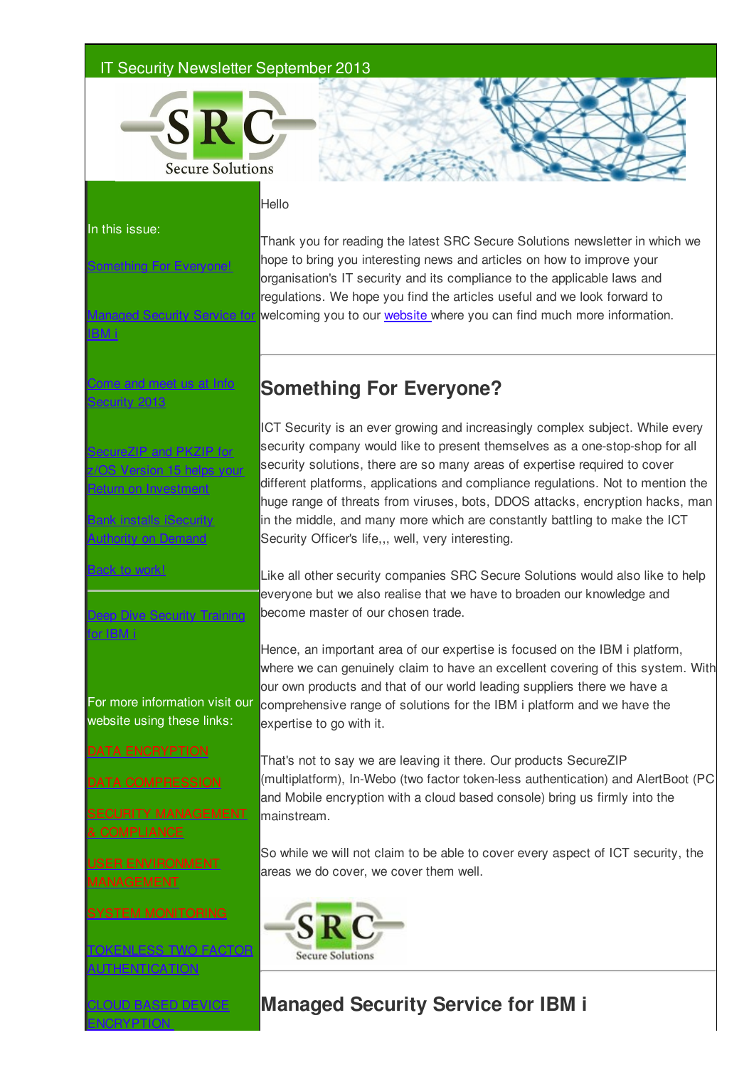IT Security Newsletter September 2013

In this issue:

- Something For Everyone!
- Managed Security Service for IBM i
- Come and meet us at Info Security 2013
- SecureZIP and PKZIP for z/OS Version 15 helps your Return on Investment
- Bank installs iSecurity Authority on Demand
- Back to work!
- Deep Dive Security Training for IBM i

For more information visit our website using these links:

- DATA ENCRYPTION
- DATA COMPRESSION
- SECURITY MANAGEMENT & COMPLIANCE
- USER ENVIRONMENT MANAGEMENT
- SYSTEM MONITORING
- TOKENLESS TWO FACTOR AUTHENTICATION
- CLOUD BASED DEVICE ENCRYPTION

Hello

Thank you for reading the latest SRC Secure Solutions newsletter in which we hope to bring you interesting news and articles on how to improve your organisation's IT security and its compliance to the applicable laws and regulations. We hope you find the articles useful and we look forward to welcoming you to our website where you can find much more information.

## Something For Everyone?

ICT Security is an ever growing and increasingly complex subject. While every security company would like to present themselves as a one-stop-shop for all security solutions, there are so many areas of expertise required to cover different platforms, applications and compliance regulations. Not to mention the huge range of threats from viruses, bots, DDOS attacks, encryption hacks, man in the middle, and many more which are constantly battling to make the ICT Security Officer's life,,, well, very interesting.

Like all other security companies SRC Secure Solutions would also like to help everyone but we also realise that we have to broaden our knowledge and become master of our chosen trade.

Hence, an important area of our expertise is focused on the IBM i platform, where we can genuinely claim to have an excellent covering of this system. With our own products and that of our world leading suppliers there we have a comprehensive range of solutions for the IBM i platform and we have the expertise to go with it.

That's not to say we are leaving it there. Our products SecureZIP (multiplatform), In-Webo (two factor token-less authentication) and AlertBoot (PC and Mobile encryption with a cloud based console) bring us firmly into the mainstream.

So while we will not claim to be able to cover every aspect of ICT security, the areas we do cover, we cover them well.

## Managed Security Service for IBM i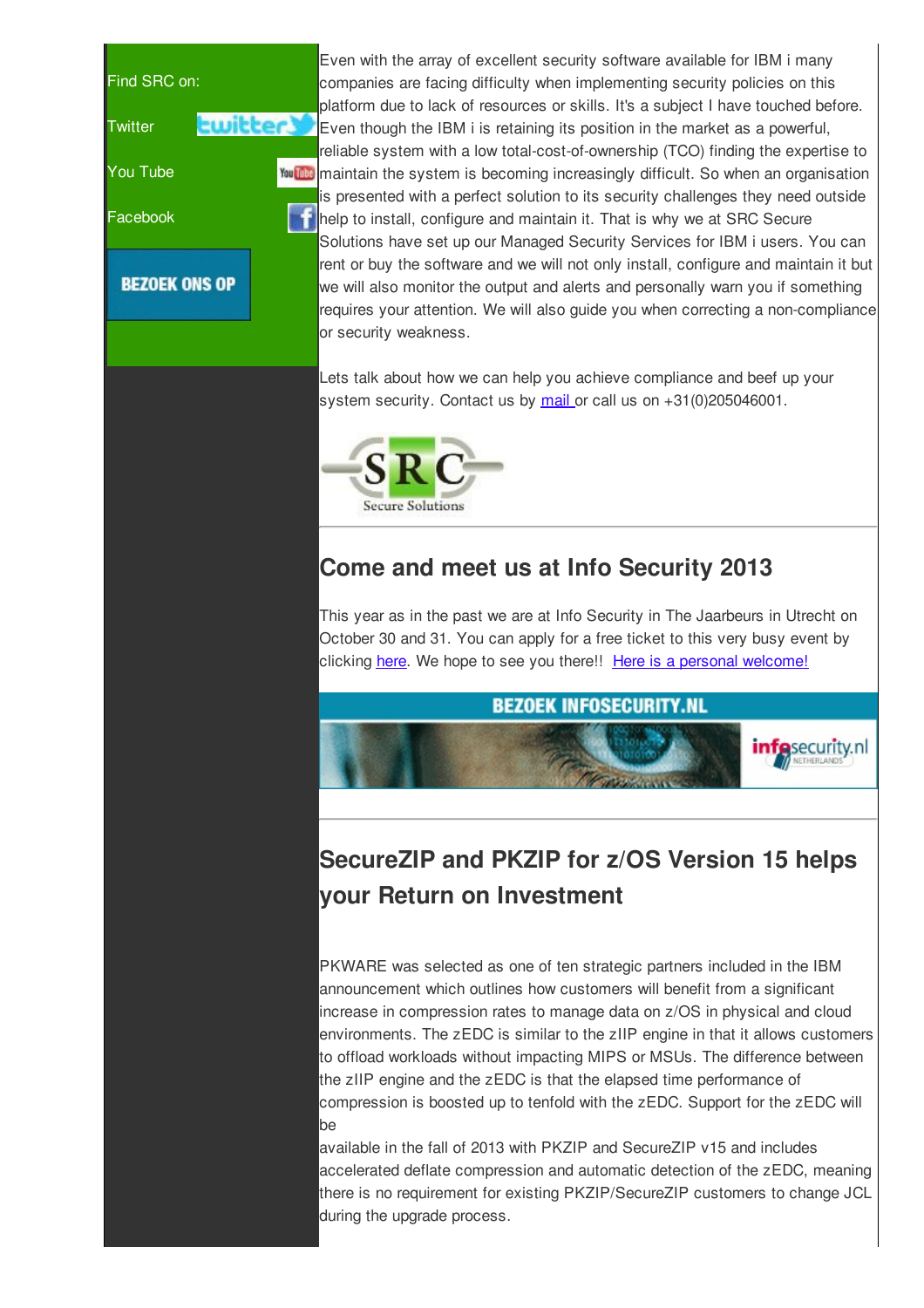Find SRC on:

Twitter

You Tube

Facebook

BEZOEK ONS OP

Even with the array of excellent security software available for IBM i many companies are facing difficulty when implementing security policies on this platform due to lack of resources or skills. It's a subject I have touched before. Even though the IBM i is retaining its position in the market as a powerful, reliable system with a low total-cost-of-ownership (TCO) finding the expertise to maintain the system is becoming increasingly difficult. So when an organisation is presented with a perfect solution to its security challenges they need outside help to install, configure and maintain it. That is why we at SRC Secure Solutions have set up our Managed Security Services for IBM i users. You can rent or buy the software and we will not only install, configure and maintain it but we will also monitor the output and alerts and personally warn you if something requires your attention. We will also guide you when correcting a non-compliance or security weakness.

Lets talk about how we can help you achieve compliance and beef up your system security. Contact us by mail or call us on +31(0)205046001.

SRC Secure Solutions

## Come and meet us at Info Security 2013

This year as in the past we are at Info Security in The Jaarbeurs in Utrecht on October 30 and 31. You can apply for a free ticket to this very busy event by clicking here. We hope to see you there!! Here is a personal welcome!

BEZOEK INFOSECURITY.NL

## SecureZIP and PKZIP for z/OS Version 15 helps your Return on Investment

PKWARE was selected as one of ten strategic partners included in the IBM announcement which outlines how customers will benefit from a significant increase in compression rates to manage data on z/OS in physical and cloud environments. The zEDC is similar to the zIIP engine in that it allows customers to offload workloads without impacting MIPS or MSUs. The difference between the zIIP engine and the zEDC is that the elapsed time performance of compression is boosted up to tenfold with the zEDC. Support for the zEDC will be available in the fall of 2013 with PKZIP and SecureZIP v15 and includes accelerated deflate compression and automatic detection of the zEDC, meaning there is no requirement for existing PKZIP/SecureZIP customers to change JCL during the upgrade process.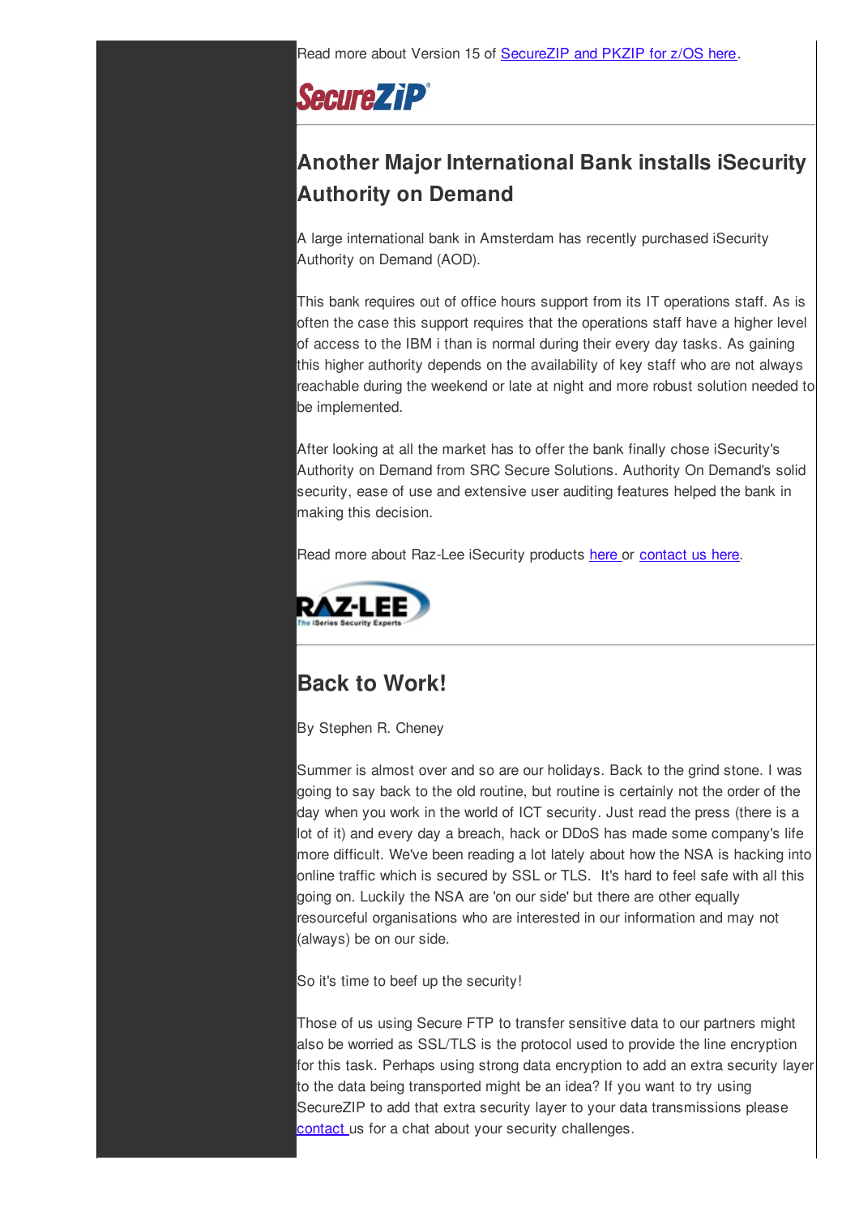Read more about Version 15 of SecureZIP and PKZIP for z/OS here.

SecureZIP

## Another Major International Bank installs iSecurity Authority on Demand

A large international bank in Amsterdam has recently purchased iSecurity Authority on Demand (AOD).

This bank requires out of office hours support from its IT operations staff. As is often the case this support requires that the operations staff have a higher level of access to the IBM i than is normal during their every day tasks. As gaining this higher authority depends on the availability of key staff who are not always reachable during the weekend or late at night and more robust solution needed to be implemented.

After looking at all the market has to offer the bank finally chose iSecurity's Authority on Demand from SRC Secure Solutions. Authority On Demand's solid security, ease of use and extensive user auditing features helped the bank in making this decision.

Read more about Raz-Lee iSecurity products here or contact us here.

RAZ-LEE The iSeries Security Experts

## Back to Work!

By Stephen R. Cheney

Summer is almost over and so are our holidays. Back to the grind stone. I was going to say back to the old routine, but routine is certainly not the order of the day when you work in the world of ICT security. Just read the press (there is a lot of it) and every day a breach, hack or DDoS has made some company's life more difficult. We've been reading a lot lately about how the NSA is hacking into online traffic which is secured by SSL or TLS. It's hard to feel safe with all this going on. Luckily the NSA are 'on our side' but there are other equally resourceful organisations who are interested in our information and may not (always) be on our side.

So it's time to beef up the security!

Those of us using Secure FTP to transfer sensitive data to our partners might also be worried as SSL/TLS is the protocol used to provide the line encryption for this task. Perhaps using strong data encryption to add an extra security layer to the data being transported might be an idea? If you want to try using SecureZIP to add that extra security layer to your data transmissions please contact us for a chat about your security challenges.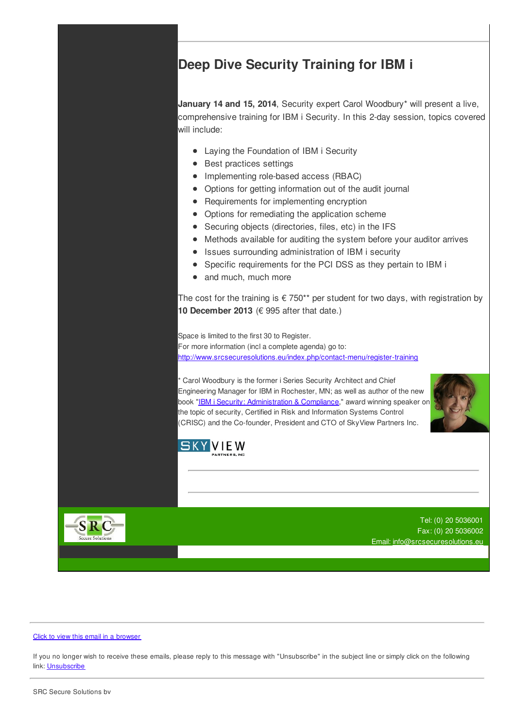# Deep Dive Security Training for IBM i

**January 14 and 15, 2014**, Security expert Carol Woodbury* will present a live, comprehensive training for IBM i Security. In this 2-day session, topics covered will include:

- Laying the Foundation of IBM i Security
- Best practices settings
- Implementing role-based access (RBAC)
- Options for getting information out of the audit journal
- Requirements for implementing encryption
- Options for remediating the application scheme
- Securing objects (directories, files, etc) in the IFS
- Methods available for auditing the system before your auditor arrives
- Issues surrounding administration of IBM i security
- Specific requirements for the PCI DSS as they pertain to IBM i
- and much, much more

The cost for the training is € 750** per student for two days, with registration by **10 December 2013** (€ 995 after that date.)

Space is limited to the first 30 to Register.
For more information (incl a complete agenda) go to:
http://www.srcsecuresolutions.eu/index.php/contact-menu/register-training

* Carol Woodbury is the former i Series Security Architect and Chief Engineering Manager for IBM in Rochester, MN; as well as author of the new book "IBM i Security: Administration & Compliance," award winning speaker on the topic of security, Certified in Risk and Information Systems Control (CRISC) and the Co-founder, President and CTO of SkyView Partners Inc.

SKYVIEW PARTNERS, INC

SRC Secure Solutions

Tel: (0) 20 5036001
Fax: (0) 20 5036002
Email: info@srcsecuresolutions.eu

Click to view this email in a browser

If you no longer wish to receive these emails, please reply to this message with "Unsubscribe" in the subject line or simply click on the following link: Unsubscribe

SRC Secure Solutions bv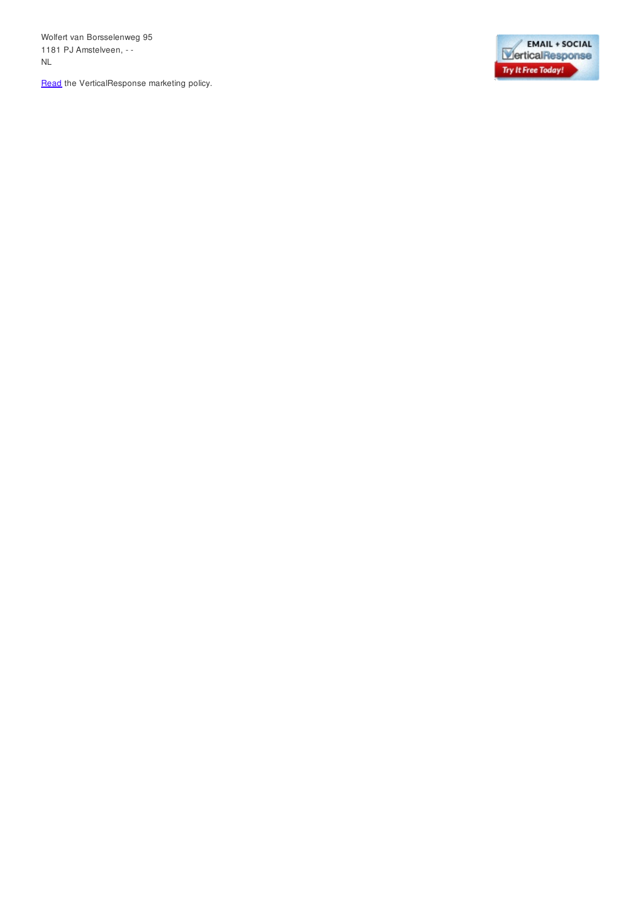Wolfert van Borsselenweg 95
1181 PJ Amstelveen, - -
NL

Read the VerticalResponse marketing policy.